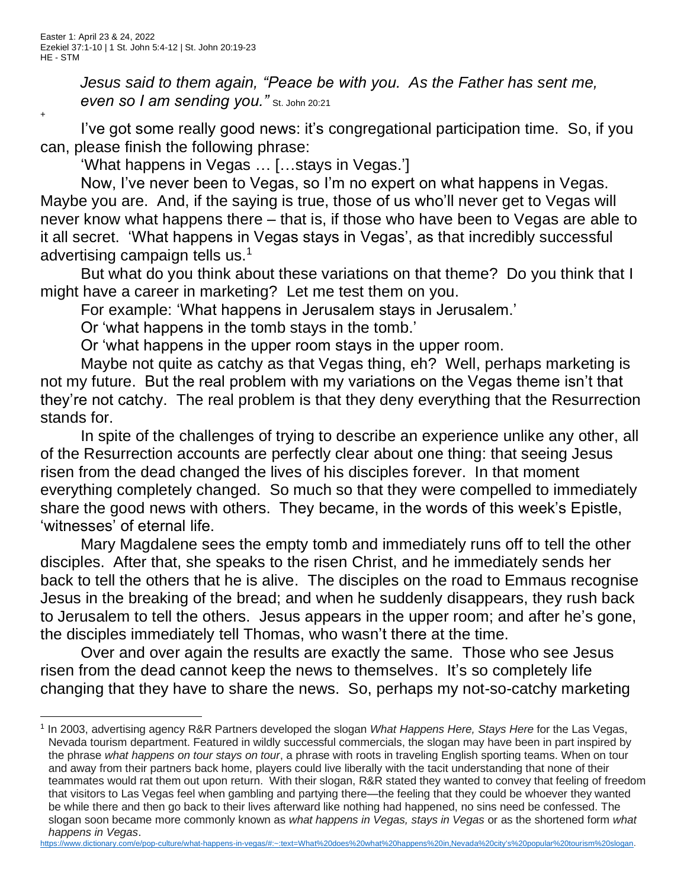Easter 1: April 23 & 24, 2022
Ezekiel 37:1-10 | 1 St. John 5:4-12 | St. John 20:19-23
HE - STM

*Jesus said to them again, "Peace be with you. As the Father has sent me, even so I am sending you."* St. John 20:21

+

I've got some really good news: it's congregational participation time. So, if you can, please finish the following phrase:

'What happens in Vegas … […stays in Vegas.']

Now, I've never been to Vegas, so I'm no expert on what happens in Vegas. Maybe you are. And, if the saying is true, those of us who'll never get to Vegas will never know what happens there – that is, if those who have been to Vegas are able to it all secret. 'What happens in Vegas stays in Vegas', as that incredibly successful advertising campaign tells us.[1]

But what do you think about these variations on that theme? Do you think that I might have a career in marketing? Let me test them on you.

For example: 'What happens in Jerusalem stays in Jerusalem.'

Or 'what happens in the tomb stays in the tomb.'

Or 'what happens in the upper room stays in the upper room.

Maybe not quite as catchy as that Vegas thing, eh? Well, perhaps marketing is not my future. But the real problem with my variations on the Vegas theme isn't that they're not catchy. The real problem is that they deny everything that the Resurrection stands for.

In spite of the challenges of trying to describe an experience unlike any other, all of the Resurrection accounts are perfectly clear about one thing: that seeing Jesus risen from the dead changed the lives of his disciples forever. In that moment everything completely changed. So much so that they were compelled to immediately share the good news with others. They became, in the words of this week's Epistle, 'witnesses' of eternal life.

Mary Magdalene sees the empty tomb and immediately runs off to tell the other disciples. After that, she speaks to the risen Christ, and he immediately sends her back to tell the others that he is alive. The disciples on the road to Emmaus recognise Jesus in the breaking of the bread; and when he suddenly disappears, they rush back to Jerusalem to tell the others. Jesus appears in the upper room; and after he's gone, the disciples immediately tell Thomas, who wasn't there at the time.

Over and over again the results are exactly the same. Those who see Jesus risen from the dead cannot keep the news to themselves. It's so completely life changing that they have to share the news. So, perhaps my not-so-catchy marketing

---

[1] In 2003, advertising agency R&R Partners developed the slogan *What Happens Here, Stays Here* for the Las Vegas, Nevada tourism department. Featured in wildly successful commercials, the slogan may have been in part inspired by the phrase *what happens on tour stays on tour*, a phrase with roots in traveling English sporting teams. When on tour and away from their partners back home, players could live liberally with the tacit understanding that none of their teammates would rat them out upon return. With their slogan, R&R stated they wanted to convey that feeling of freedom that visitors to Las Vegas feel when gambling and partying there—the feeling that they could be whoever they wanted be while there and then go back to their lives afterward like nothing had happened, no sins need be confessed. The slogan soon became more commonly known as *what happens in Vegas, stays in Vegas* or as the shortened form *what happens in Vegas*.
https://www.dictionary.com/e/pop-culture/what-happens-in-vegas/#:~:text=What%20does%20what%20happens%20in,Nevada%20city's%20popular%20tourism%20slogan.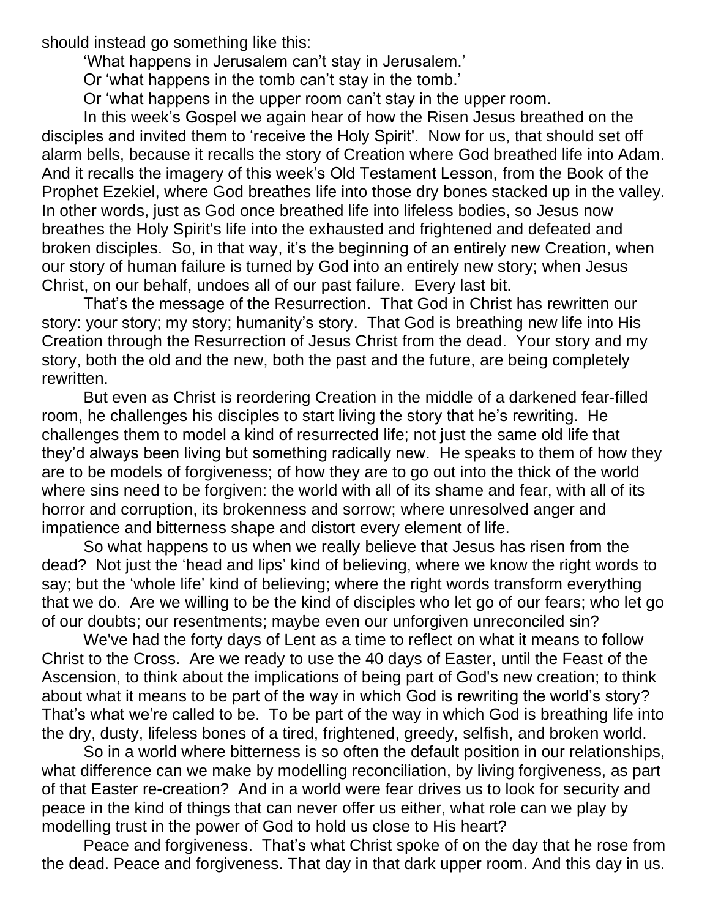should instead go something like this:

'What happens in Jerusalem can't stay in Jerusalem.'

Or 'what happens in the tomb can't stay in the tomb.'

Or 'what happens in the upper room can't stay in the upper room.

In this week's Gospel we again hear of how the Risen Jesus breathed on the disciples and invited them to 'receive the Holy Spirit'. Now for us, that should set off alarm bells, because it recalls the story of Creation where God breathed life into Adam. And it recalls the imagery of this week's Old Testament Lesson, from the Book of the Prophet Ezekiel, where God breathes life into those dry bones stacked up in the valley. In other words, just as God once breathed life into lifeless bodies, so Jesus now breathes the Holy Spirit's life into the exhausted and frightened and defeated and broken disciples. So, in that way, it's the beginning of an entirely new Creation, when our story of human failure is turned by God into an entirely new story; when Jesus Christ, on our behalf, undoes all of our past failure. Every last bit.

That's the message of the Resurrection. That God in Christ has rewritten our story: your story; my story; humanity's story. That God is breathing new life into His Creation through the Resurrection of Jesus Christ from the dead. Your story and my story, both the old and the new, both the past and the future, are being completely rewritten.

But even as Christ is reordering Creation in the middle of a darkened fear-filled room, he challenges his disciples to start living the story that he's rewriting. He challenges them to model a kind of resurrected life; not just the same old life that they'd always been living but something radically new. He speaks to them of how they are to be models of forgiveness; of how they are to go out into the thick of the world where sins need to be forgiven: the world with all of its shame and fear, with all of its horror and corruption, its brokenness and sorrow; where unresolved anger and impatience and bitterness shape and distort every element of life.

So what happens to us when we really believe that Jesus has risen from the dead? Not just the 'head and lips' kind of believing, where we know the right words to say; but the 'whole life' kind of believing; where the right words transform everything that we do. Are we willing to be the kind of disciples who let go of our fears; who let go of our doubts; our resentments; maybe even our unforgiven unreconciled sin?

We've had the forty days of Lent as a time to reflect on what it means to follow Christ to the Cross. Are we ready to use the 40 days of Easter, until the Feast of the Ascension, to think about the implications of being part of God's new creation; to think about what it means to be part of the way in which God is rewriting the world's story? That's what we're called to be. To be part of the way in which God is breathing life into the dry, dusty, lifeless bones of a tired, frightened, greedy, selfish, and broken world.

So in a world where bitterness is so often the default position in our relationships, what difference can we make by modelling reconciliation, by living forgiveness, as part of that Easter re-creation? And in a world were fear drives us to look for security and peace in the kind of things that can never offer us either, what role can we play by modelling trust in the power of God to hold us close to His heart?

Peace and forgiveness. That's what Christ spoke of on the day that he rose from the dead. Peace and forgiveness. That day in that dark upper room. And this day in us.